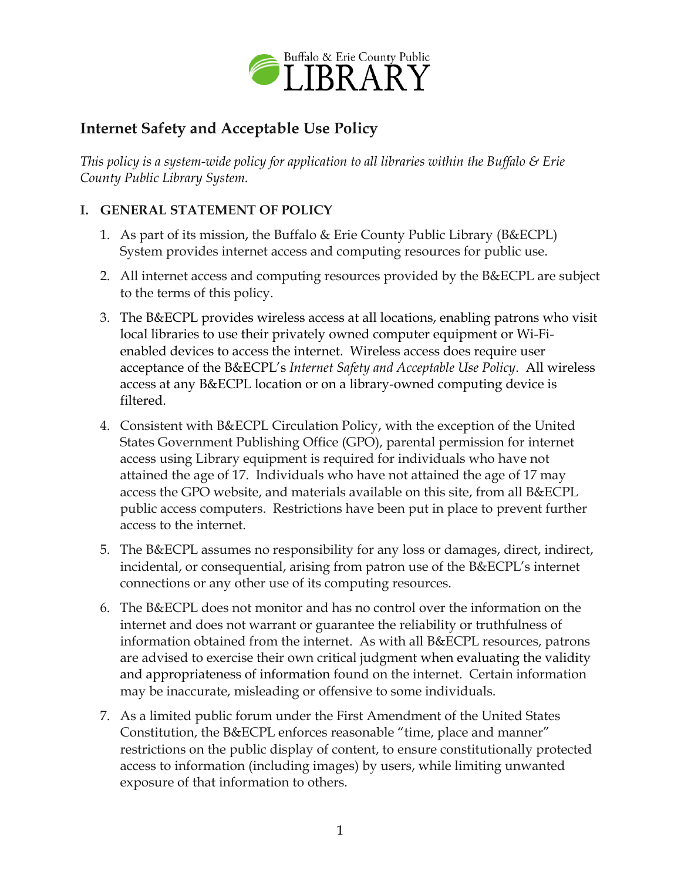Buffalo & Erie County Public LIBRARY

## Internet Safety and Acceptable Use Policy

*This policy is a system-wide policy for application to all libraries within the Buffalo & Erie County Public Library System.*

### I. GENERAL STATEMENT OF POLICY

1. As part of its mission, the Buffalo & Erie County Public Library (B&ECPL) System provides internet access and computing resources for public use.

2. All internet access and computing resources provided by the B&ECPL are subject to the terms of this policy.

3. The B&ECPL provides wireless access at all locations, enabling patrons who visit local libraries to use their privately owned computer equipment or Wi-Fi-enabled devices to access the internet. Wireless access does require user acceptance of the B&ECPL's *Internet Safety and Acceptable Use Policy*. All wireless access at any B&ECPL location or on a library-owned computing device is filtered.

4. Consistent with B&ECPL Circulation Policy, with the exception of the United States Government Publishing Office (GPO), parental permission for internet access using Library equipment is required for individuals who have not attained the age of 17. Individuals who have not attained the age of 17 may access the GPO website, and materials available on this site, from all B&ECPL public access computers. Restrictions have been put in place to prevent further access to the internet.

5. The B&ECPL assumes no responsibility for any loss or damages, direct, indirect, incidental, or consequential, arising from patron use of the B&ECPL's internet connections or any other use of its computing resources.

6. The B&ECPL does not monitor and has no control over the information on the internet and does not warrant or guarantee the reliability or truthfulness of information obtained from the internet. As with all B&ECPL resources, patrons are advised to exercise their own critical judgment when evaluating the validity and appropriateness of information found on the internet. Certain information may be inaccurate, misleading or offensive to some individuals.

7. As a limited public forum under the First Amendment of the United States Constitution, the B&ECPL enforces reasonable "time, place and manner" restrictions on the public display of content, to ensure constitutionally protected access to information (including images) by users, while limiting unwanted exposure of that information to others.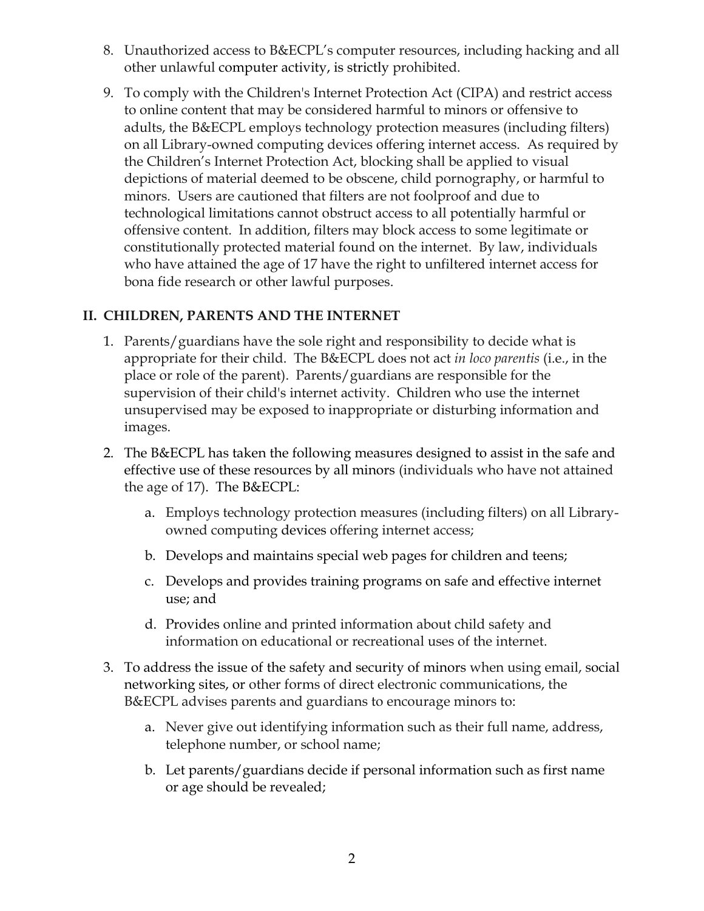8. Unauthorized access to B&ECPL's computer resources, including hacking and all other unlawful computer activity, is strictly prohibited.

9. To comply with the Children's Internet Protection Act (CIPA) and restrict access to online content that may be considered harmful to minors or offensive to adults, the B&ECPL employs technology protection measures (including filters) on all Library-owned computing devices offering internet access. As required by the Children's Internet Protection Act, blocking shall be applied to visual depictions of material deemed to be obscene, child pornography, or harmful to minors. Users are cautioned that filters are not foolproof and due to technological limitations cannot obstruct access to all potentially harmful or offensive content. In addition, filters may block access to some legitimate or constitutionally protected material found on the internet. By law, individuals who have attained the age of 17 have the right to unfiltered internet access for bona fide research or other lawful purposes.

## II. CHILDREN, PARENTS AND THE INTERNET

1. Parents/guardians have the sole right and responsibility to decide what is appropriate for their child. The B&ECPL does not act *in loco parentis* (i.e., in the place or role of the parent). Parents/guardians are responsible for the supervision of their child's internet activity. Children who use the internet unsupervised may be exposed to inappropriate or disturbing information and images.

2. The B&ECPL has taken the following measures designed to assist in the safe and effective use of these resources by all minors (individuals who have not attained the age of 17). The B&ECPL:

   a. Employs technology protection measures (including filters) on all Library-owned computing devices offering internet access;

   b. Develops and maintains special web pages for children and teens;

   c. Develops and provides training programs on safe and effective internet use; and

   d. Provides online and printed information about child safety and information on educational or recreational uses of the internet.

3. To address the issue of the safety and security of minors when using email, social networking sites, or other forms of direct electronic communications, the B&ECPL advises parents and guardians to encourage minors to:

   a. Never give out identifying information such as their full name, address, telephone number, or school name;

   b. Let parents/guardians decide if personal information such as first name or age should be revealed;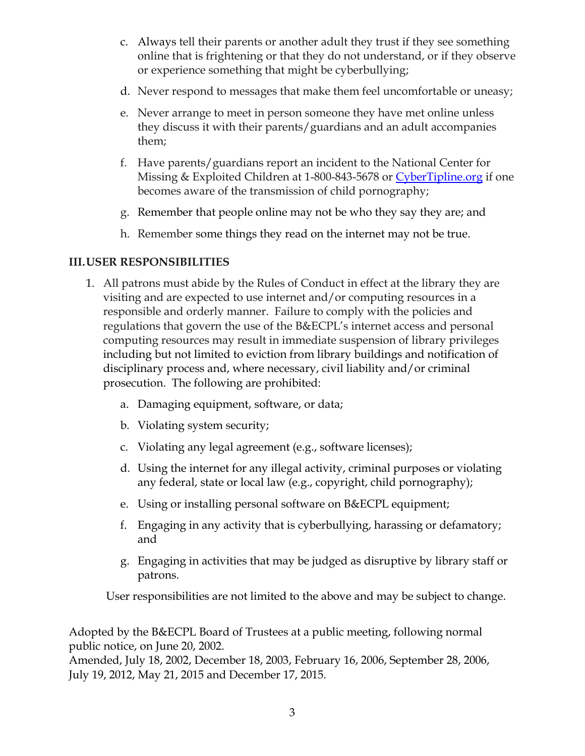c. Always tell their parents or another adult they trust if they see something online that is frightening or that they do not understand, or if they observe or experience something that might be cyberbullying;

d. Never respond to messages that make them feel uncomfortable or uneasy;

e. Never arrange to meet in person someone they have met online unless they discuss it with their parents/guardians and an adult accompanies them;

f. Have parents/guardians report an incident to the National Center for Missing & Exploited Children at 1-800-843-5678 or [CyberTipline.org](CyberTipline.org) if one becomes aware of the transmission of child pornography;

g. Remember that people online may not be who they say they are; and

h. Remember some things they read on the internet may not be true.

## III. USER RESPONSIBILITIES

1. All patrons must abide by the Rules of Conduct in effect at the library they are visiting and are expected to use internet and/or computing resources in a responsible and orderly manner. Failure to comply with the policies and regulations that govern the use of the B&ECPL's internet access and personal computing resources may result in immediate suspension of library privileges including but not limited to eviction from library buildings and notification of disciplinary process and, where necessary, civil liability and/or criminal prosecution. The following are prohibited:

    a. Damaging equipment, software, or data;

    b. Violating system security;

    c. Violating any legal agreement (e.g., software licenses);

    d. Using the internet for any illegal activity, criminal purposes or violating any federal, state or local law (e.g., copyright, child pornography);

    e. Using or installing personal software on B&ECPL equipment;

    f. Engaging in any activity that is cyberbullying, harassing or defamatory; and

    g. Engaging in activities that may be judged as disruptive by library staff or patrons.

    User responsibilities are not limited to the above and may be subject to change.

Adopted by the B&ECPL Board of Trustees at a public meeting, following normal public notice, on June 20, 2002.
Amended, July 18, 2002, December 18, 2003, February 16, 2006, September 28, 2006, July 19, 2012, May 21, 2015 and December 17, 2015.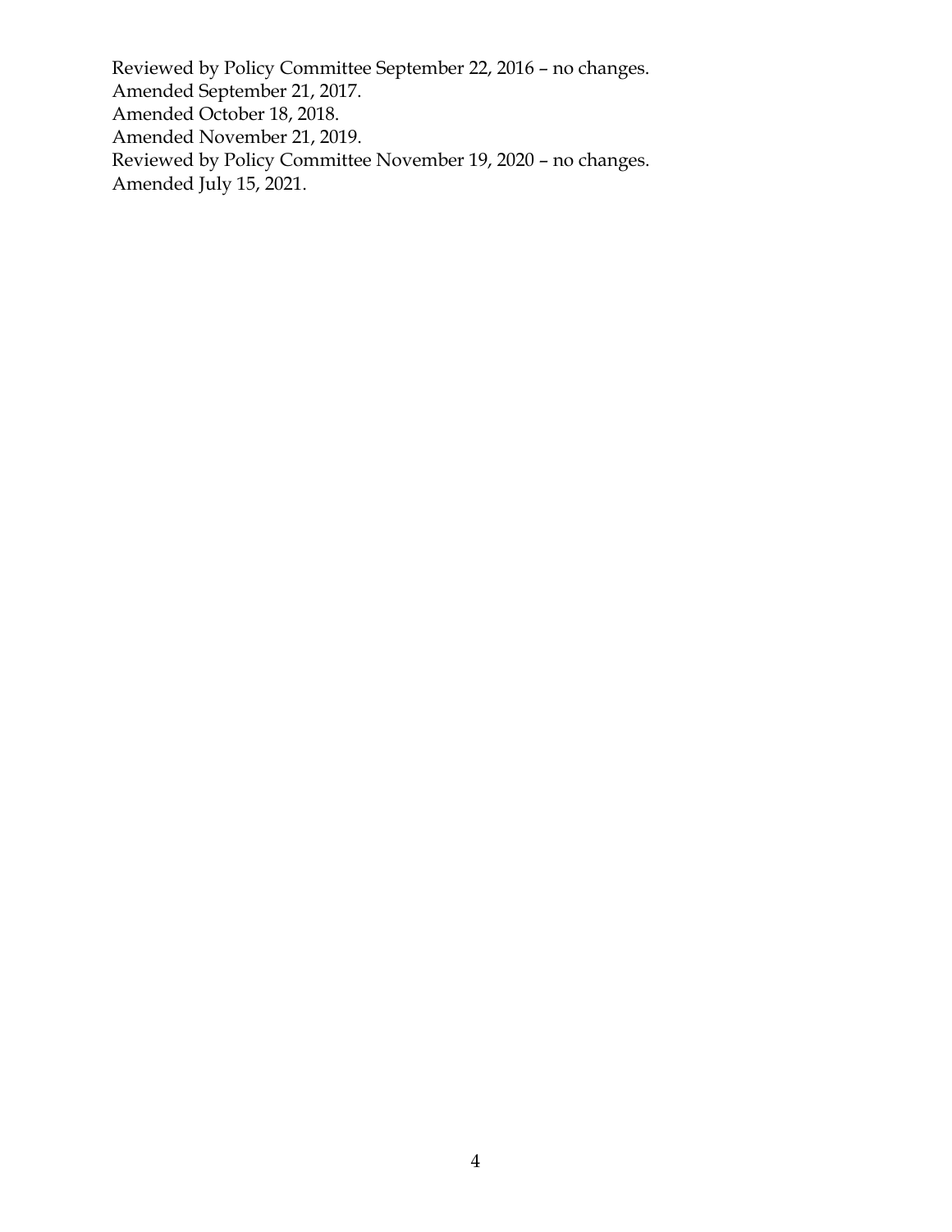Reviewed by Policy Committee September 22, 2016 – no changes.
Amended September 21, 2017.
Amended October 18, 2018.
Amended November 21, 2019.
Reviewed by Policy Committee November 19, 2020 – no changes.
Amended July 15, 2021.